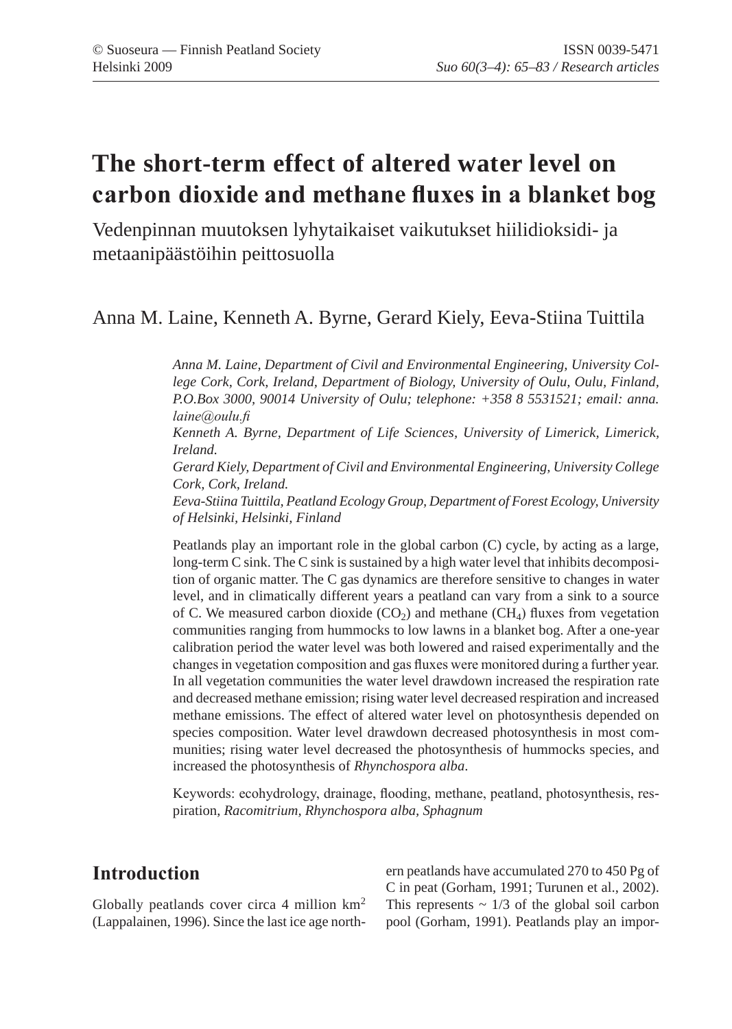# The short-term effect of altered water level on carbon dioxide and methane fluxes in a blanket bog

Vedenpinnan muutoksen lyhytaikaiset vaikutukset hiilidioksidi- ja metaanipäästöihin peittosuolla

Anna M. Laine, Kenneth A. Byrne, Gerard Kiely, Eeva-Stiina Tuittila

*Anna M. Laine, Department of Civil and Environmental Engineering, University College Cork, Cork, Ireland, Department of Biology, University of Oulu, Oulu, Finland, P.O.Box 3000, 90014 University of Oulu; telephone: +358 8 5531521; email: anna.laine@oulu.fi*

*Kenneth A. Byrne, Department of Life Sciences, University of Limerick, Limerick, Ireland.*

*Gerard Kiely, Department of Civil and Environmental Engineering, University College Cork, Cork, Ireland.*

*Eeva-Stiina Tuittila, Peatland Ecology Group, Department of Forest Ecology, University of Helsinki, Helsinki, Finland*

Peatlands play an important role in the global carbon (C) cycle, by acting as a large, long-term C sink. The C sink is sustained by a high water level that inhibits decomposition of organic matter. The C gas dynamics are therefore sensitive to changes in water level, and in climatically different years a peatland can vary from a sink to a source of C. We measured carbon dioxide ($CO_2$) and methane ($CH_4$) fluxes from vegetation communities ranging from hummocks to low lawns in a blanket bog. After a one-year calibration period the water level was both lowered and raised experimentally and the changes in vegetation composition and gas fluxes were monitored during a further year. In all vegetation communities the water level drawdown increased the respiration rate and decreased methane emission; rising water level decreased respiration and increased methane emissions. The effect of altered water level on photosynthesis depended on species composition. Water level drawdown decreased photosynthesis in most communities; rising water level decreased the photosynthesis of hummocks species, and increased the photosynthesis of *Rhynchospora alba*.

Keywords: ecohydrology, drainage, flooding, methane, peatland, photosynthesis, respiration, *Racomitrium*, *Rhynchospora alba*, *Sphagnum*

## Introduction

Globally peatlands cover circa 4 million km$^2$ (Lappalainen, 1996). Since the last ice age northern peatlands have accumulated 270 to 450 Pg of C in peat (Gorham, 1991; Turunen et al., 2002). This represents ~ 1/3 of the global soil carbon pool (Gorham, 1991). Peatlands play an impor-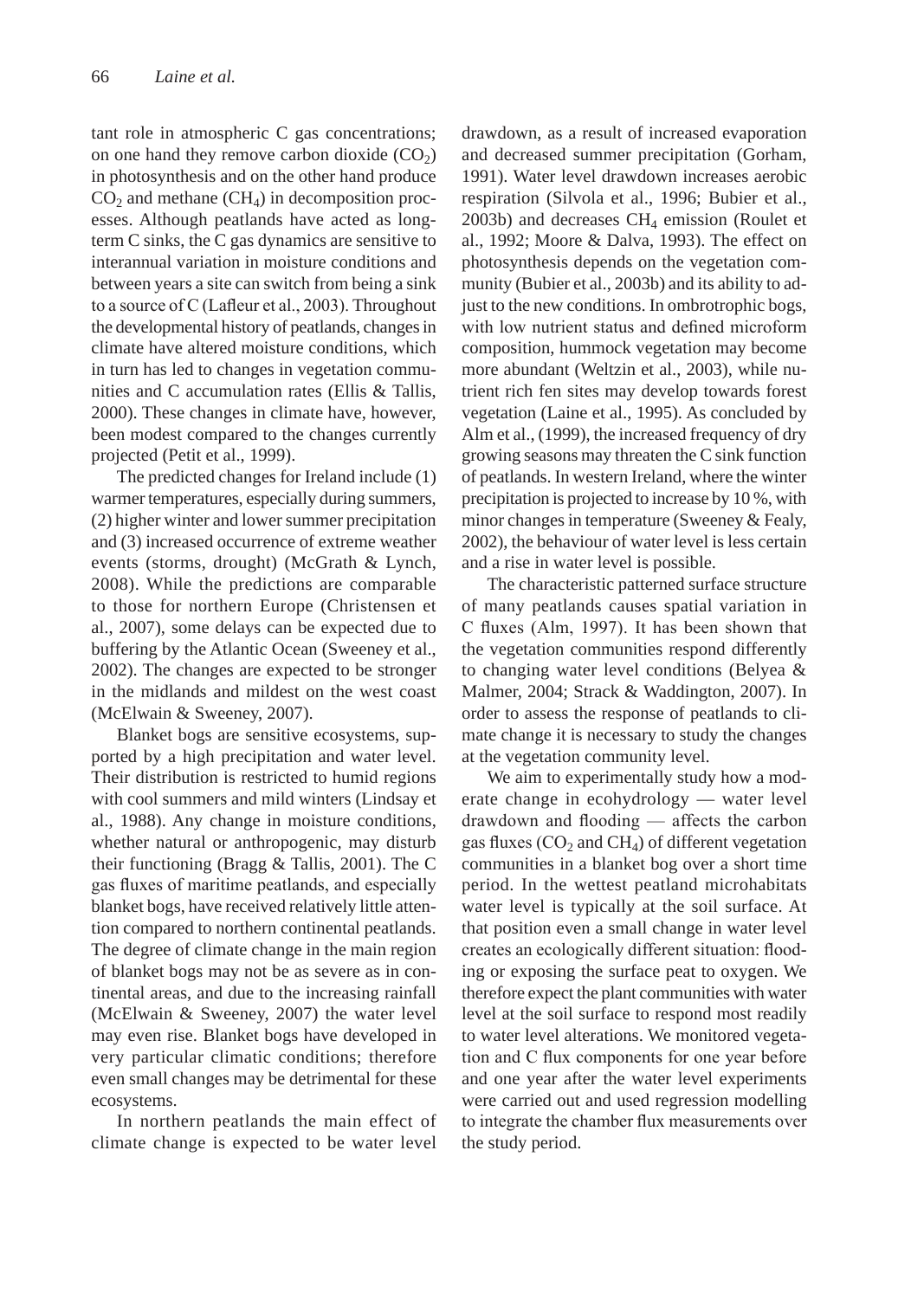tant role in atmospheric C gas concentrations; on one hand they remove carbon dioxide ($CO_2$) in photosynthesis and on the other hand produce $CO_2$ and methane ($CH_4$) in decomposition processes. Although peatlands have acted as long-term C sinks, the C gas dynamics are sensitive to interannual variation in moisture conditions and between years a site can switch from being a sink to a source of C (Lafleur et al., 2003). Throughout the developmental history of peatlands, changes in climate have altered moisture conditions, which in turn has led to changes in vegetation communities and C accumulation rates (Ellis & Tallis, 2000). These changes in climate have, however, been modest compared to the changes currently projected (Petit et al., 1999).

The predicted changes for Ireland include (1) warmer temperatures, especially during summers, (2) higher winter and lower summer precipitation and (3) increased occurrence of extreme weather events (storms, drought) (McGrath & Lynch, 2008). While the predictions are comparable to those for northern Europe (Christensen et al., 2007), some delays can be expected due to buffering by the Atlantic Ocean (Sweeney et al., 2002). The changes are expected to be stronger in the midlands and mildest on the west coast (McElwain & Sweeney, 2007).

Blanket bogs are sensitive ecosystems, supported by a high precipitation and water level. Their distribution is restricted to humid regions with cool summers and mild winters (Lindsay et al., 1988). Any change in moisture conditions, whether natural or anthropogenic, may disturb their functioning (Bragg & Tallis, 2001). The C gas fluxes of maritime peatlands, and especially blanket bogs, have received relatively little attention compared to northern continental peatlands. The degree of climate change in the main region of blanket bogs may not be as severe as in continental areas, and due to the increasing rainfall (McElwain & Sweeney, 2007) the water level may even rise. Blanket bogs have developed in very particular climatic conditions; therefore even small changes may be detrimental for these ecosystems.

In northern peatlands the main effect of climate change is expected to be water level drawdown, as a result of increased evaporation and decreased summer precipitation (Gorham, 1991). Water level drawdown increases aerobic respiration (Silvola et al., 1996; Bubier et al., 2003b) and decreases $CH_4$ emission (Roulet et al., 1992; Moore & Dalva, 1993). The effect on photosynthesis depends on the vegetation community (Bubier et al., 2003b) and its ability to adjust to the new conditions. In ombrotrophic bogs, with low nutrient status and defined microform composition, hummock vegetation may become more abundant (Weltzin et al., 2003), while nutrient rich fen sites may develop towards forest vegetation (Laine et al., 1995). As concluded by Alm et al., (1999), the increased frequency of dry growing seasons may threaten the C sink function of peatlands. In western Ireland, where the winter precipitation is projected to increase by 10 %, with minor changes in temperature (Sweeney & Fealy, 2002), the behaviour of water level is less certain and a rise in water level is possible.

The characteristic patterned surface structure of many peatlands causes spatial variation in C fluxes (Alm, 1997). It has been shown that the vegetation communities respond differently to changing water level conditions (Belyea & Malmer, 2004; Strack & Waddington, 2007). In order to assess the response of peatlands to climate change it is necessary to study the changes at the vegetation community level.

We aim to experimentally study how a moderate change in ecohydrology — water level drawdown and flooding — affects the carbon gas fluxes ($CO_2$ and $CH_4$) of different vegetation communities in a blanket bog over a short time period. In the wettest peatland microhabitats water level is typically at the soil surface. At that position even a small change in water level creates an ecologically different situation: flooding or exposing the surface peat to oxygen. We therefore expect the plant communities with water level at the soil surface to respond most readily to water level alterations. We monitored vegetation and C flux components for one year before and one year after the water level experiments were carried out and used regression modelling to integrate the chamber flux measurements over the study period.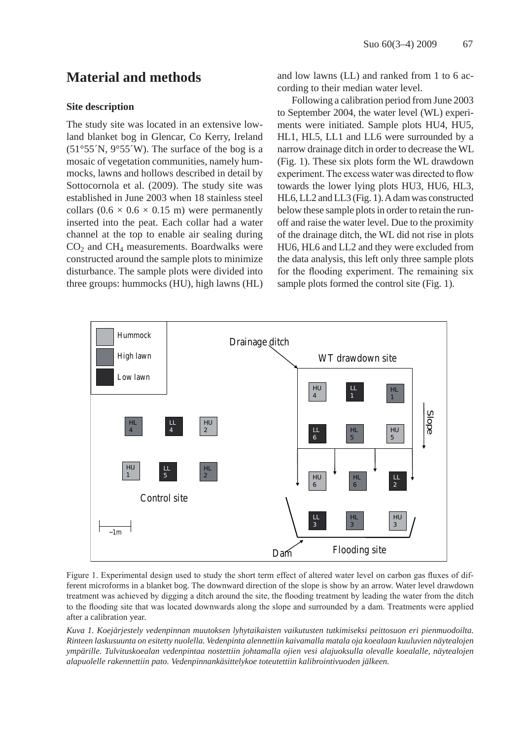## Material and methods

### Site description

The study site was located in an extensive lowland blanket bog in Glencar, Co Kerry, Ireland (51°55´N, 9°55´W). The surface of the bog is a mosaic of vegetation communities, namely hummocks, lawns and hollows described in detail by Sottocornola et al. (2009). The study site was established in June 2003 when 18 stainless steel collars (0.6 × 0.6 × 0.15 m) were permanently inserted into the peat. Each collar had a water channel at the top to enable air sealing during $CO_2$ and $CH_4$ measurements. Boardwalks were constructed around the sample plots to minimize disturbance. The sample plots were divided into three groups: hummocks (HU), high lawns (HL) and low lawns (LL) and ranked from 1 to 6 according to their median water level.

Following a calibration period from June 2003 to September 2004, the water level (WL) experiments were initiated. Sample plots HU4, HU5, HL1, HL5, LL1 and LL6 were surrounded by a narrow drainage ditch in order to decrease the WL (Fig. 1). These six plots form the WL drawdown experiment. The excess water was directed to flow towards the lower lying plots HU3, HU6, HL3, HL6, LL2 and LL3 (Fig. 1). A dam was constructed below these sample plots in order to retain the runoff and raise the water level. Due to the proximity of the drainage ditch, the WL did not rise in plots HU6, HL6 and LL2 and they were excluded from the data analysis, this left only three sample plots for the flooding experiment. The remaining six sample plots formed the control site (Fig. 1).

Figure 1. Experimental design used to study the short term effect of altered water level on carbon gas fluxes of different microforms in a blanket bog. The downward direction of the slope is show by an arrow. Water level drawdown treatment was achieved by digging a ditch around the site, the flooding treatment by leading the water from the ditch to the flooding site that was located downwards along the slope and surrounded by a dam. Treatments were applied after a calibration year.

*Kuva 1. Koejärjestely vedenpinnan muutoksen lyhytaikaisten vaikutusten tutkimiseksi peittosuon eri pienmuodoilta. Rinteen laskusuunta on esitetty nuolella. Vedenpinta alennettiin kaivamalla matala oja koealaan kuuluvien näytealojen ympärille. Tulvituskoealan vedenpintaa nostettiin johtamalla ojien vesi alajuoksulla olevalle koealalle, näytealojen alapuolelle rakennettiin pato. Vedenpinnankäsittelykoe toteutettiin kalibrointivuoden jälkeen.*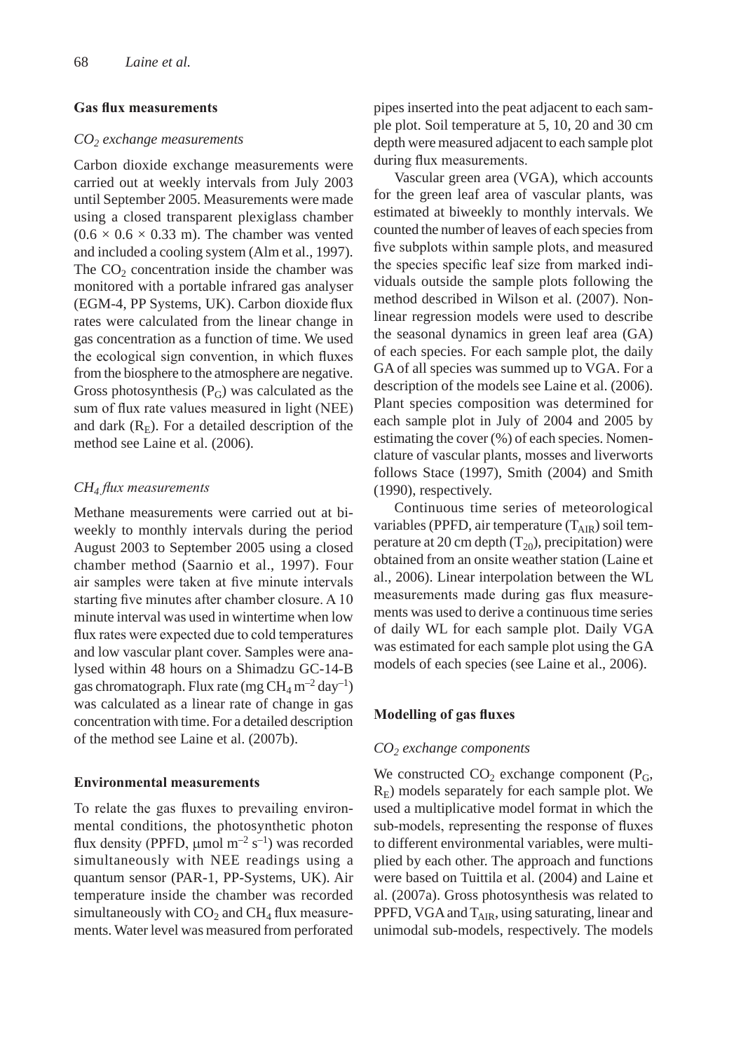### Gas flux measurements

#### $CO_2$ exchange measurements

Carbon dioxide exchange measurements were carried out at weekly intervals from July 2003 until September 2005. Measurements were made using a closed transparent plexiglass chamber ($0.6 \times 0.6 \times 0.33$ m). The chamber was vented and included a cooling system (Alm et al., 1997). The $CO_2$ concentration inside the chamber was monitored with a portable infrared gas analyser (EGM-4, PP Systems, UK). Carbon dioxide flux rates were calculated from the linear change in gas concentration as a function of time. We used the ecological sign convention, in which fluxes from the biosphere to the atmosphere are negative. Gross photosynthesis ($P_G$) was calculated as the sum of flux rate values measured in light (NEE) and dark ($R_E$). For a detailed description of the method see Laine et al. (2006).

#### $CH_4$ flux measurements

Methane measurements were carried out at biweekly to monthly intervals during the period August 2003 to September 2005 using a closed chamber method (Saarnio et al., 1997). Four air samples were taken at five minute intervals starting five minutes after chamber closure. A 10 minute interval was used in wintertime when low flux rates were expected due to cold temperatures and low vascular plant cover. Samples were analysed within 48 hours on a Shimadzu GC-14-B gas chromatograph. Flux rate (mg $CH_4$ m$^{-2}$ day$^{-1}$) was calculated as a linear rate of change in gas concentration with time. For a detailed description of the method see Laine et al. (2007b).

### Environmental measurements

To relate the gas fluxes to prevailing environmental conditions, the photosynthetic photon flux density (PPFD, µmol m$^{-2}$ s$^{-1}$) was recorded simultaneously with NEE readings using a quantum sensor (PAR-1, PP-Systems, UK). Air temperature inside the chamber was recorded simultaneously with $CO_2$ and $CH_4$ flux measurements. Water level was measured from perforated pipes inserted into the peat adjacent to each sample plot. Soil temperature at 5, 10, 20 and 30 cm depth were measured adjacent to each sample plot during flux measurements.

Vascular green area (VGA), which accounts for the green leaf area of vascular plants, was estimated at biweekly to monthly intervals. We counted the number of leaves of each species from five subplots within sample plots, and measured the species specific leaf size from marked individuals outside the sample plots following the method described in Wilson et al. (2007). Nonlinear regression models were used to describe the seasonal dynamics in green leaf area (GA) of each species. For each sample plot, the daily GA of all species was summed up to VGA. For a description of the models see Laine et al. (2006). Plant species composition was determined for each sample plot in July of 2004 and 2005 by estimating the cover (%) of each species. Nomenclature of vascular plants, mosses and liverworts follows Stace (1997), Smith (2004) and Smith (1990), respectively.

Continuous time series of meteorological variables (PPFD, air temperature ($T_{AIR}$) soil temperature at 20 cm depth ($T_{20}$), precipitation) were obtained from an onsite weather station (Laine et al., 2006). Linear interpolation between the WL measurements made during gas flux measurements was used to derive a continuous time series of daily WL for each sample plot. Daily VGA was estimated for each sample plot using the GA models of each species (see Laine et al., 2006).

### Modelling of gas fluxes

#### $CO_2$ exchange components

We constructed $CO_2$ exchange component ($P_G$, $R_E$) models separately for each sample plot. We used a multiplicative model format in which the sub-models, representing the response of fluxes to different environmental variables, were multiplied by each other. The approach and functions were based on Tuittila et al. (2004) and Laine et al. (2007a). Gross photosynthesis was related to PPFD, VGA and $T_{AIR}$, using saturating, linear and unimodal sub-models, respectively. The models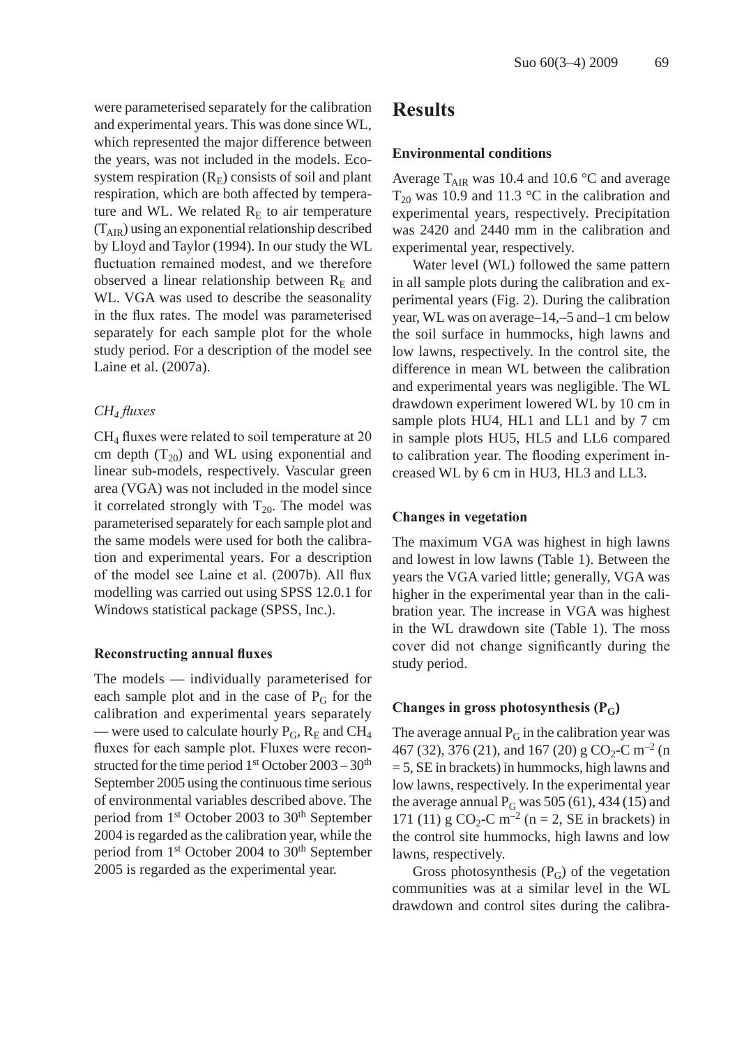were parameterised separately for the calibration and experimental years. This was done since WL, which represented the major difference between the years, was not included in the models. Ecosystem respiration ($R_E$) consists of soil and plant respiration, which are both affected by temperature and WL. We related $R_E$ to air temperature ($T_{AIR}$) using an exponential relationship described by Lloyd and Taylor (1994). In our study the WL fluctuation remained modest, and we therefore observed a linear relationship between $R_E$ and WL. VGA was used to describe the seasonality in the flux rates. The model was parameterised separately for each sample plot for the whole study period. For a description of the model see Laine et al. (2007a).

### *$CH_4$ fluxes*

$CH_4$ fluxes were related to soil temperature at 20 cm depth ($T_{20}$) and WL using exponential and linear sub-models, respectively. Vascular green area (VGA) was not included in the model since it correlated strongly with $T_{20}$. The model was parameterised separately for each sample plot and the same models were used for both the calibration and experimental years. For a description of the model see Laine et al. (2007b). All flux modelling was carried out using SPSS 12.0.1 for Windows statistical package (SPSS, Inc.).

### Reconstructing annual fluxes

The models — individually parameterised for each sample plot and in the case of $P_G$ for the calibration and experimental years separately — were used to calculate hourly $P_G$, $R_E$ and $CH_4$ fluxes for each sample plot. Fluxes were reconstructed for the time period 1st October 2003 – 30th September 2005 using the continuous time serious of environmental variables described above. The period from 1st October 2003 to 30th September 2004 is regarded as the calibration year, while the period from 1st October 2004 to 30th September 2005 is regarded as the experimental year.

## Results

### Environmental conditions

Average $T_{AIR}$ was 10.4 and 10.6 °C and average $T_{20}$ was 10.9 and 11.3 °C in the calibration and experimental years, respectively. Precipitation was 2420 and 2440 mm in the calibration and experimental year, respectively.

Water level (WL) followed the same pattern in all sample plots during the calibration and experimental years (Fig. 2). During the calibration year, WL was on average –14, –5 and –1 cm below the soil surface in hummocks, high lawns and low lawns, respectively. In the control site, the difference in mean WL between the calibration and experimental years was negligible. The WL drawdown experiment lowered WL by 10 cm in sample plots HU4, HL1 and LL1 and by 7 cm in sample plots HU5, HL5 and LL6 compared to calibration year. The flooding experiment increased WL by 6 cm in HU3, HL3 and LL3.

### Changes in vegetation

The maximum VGA was highest in high lawns and lowest in low lawns (Table 1). Between the years the VGA varied little; generally, VGA was higher in the experimental year than in the calibration year. The increase in VGA was highest in the WL drawdown site (Table 1). The moss cover did not change significantly during the study period.

### Changes in gross photosynthesis ($P_G$)

The average annual $P_G$ in the calibration year was 467 (32), 376 (21), and 167 (20) g $CO_2$-C $m^{-2}$ (n = 5, SE in brackets) in hummocks, high lawns and low lawns, respectively. In the experimental year the average annual $P_G$ was 505 (61), 434 (15) and 171 (11) g $CO_2$-C $m^{-2}$ (n = 2, SE in brackets) in the control site hummocks, high lawns and low lawns, respectively.

Gross photosynthesis ($P_G$) of the vegetation communities was at a similar level in the WL drawdown and control sites during the calibra-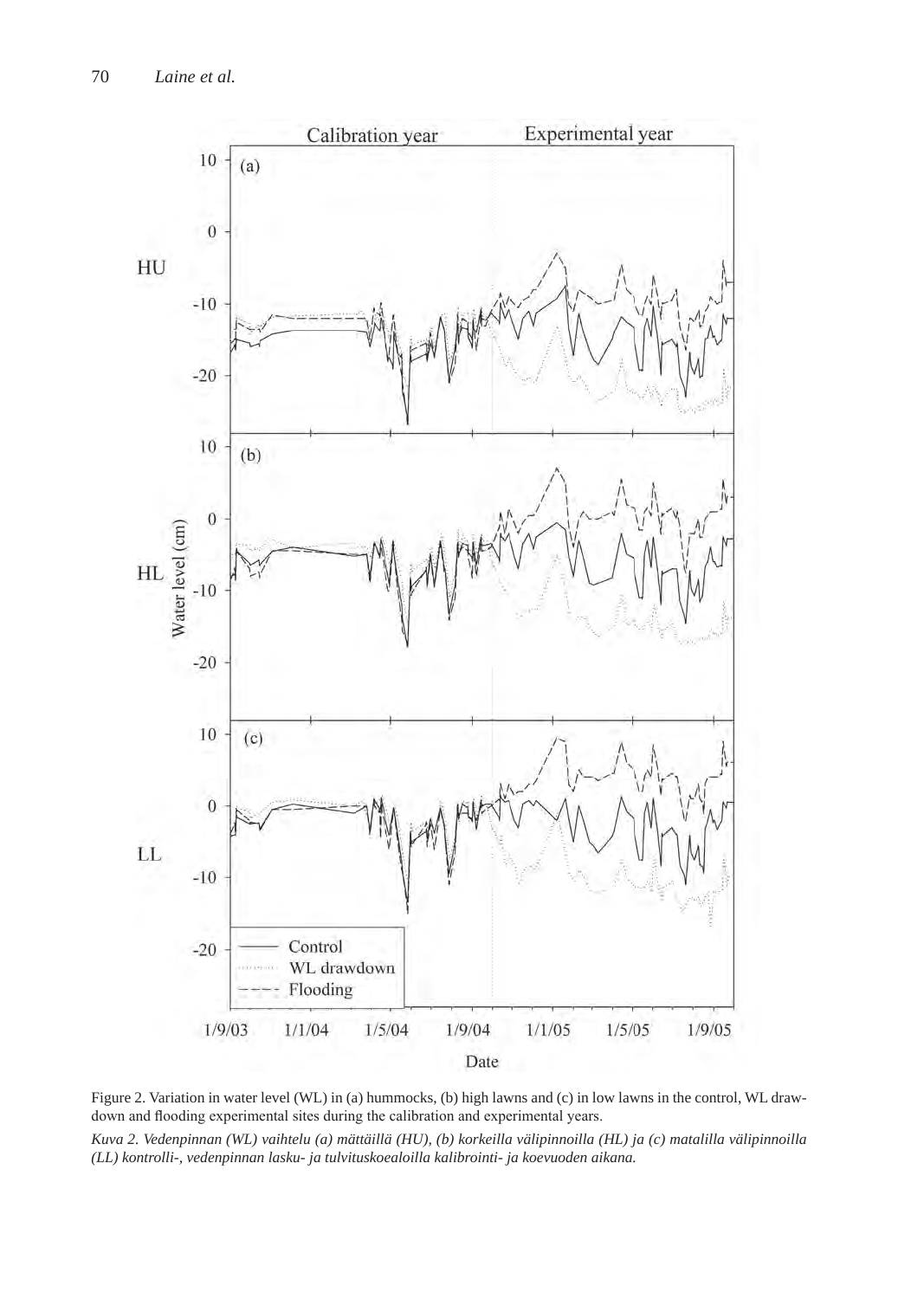Figure 2. Variation in water level (WL) in (a) hummocks, (b) high lawns and (c) in low lawns in the control, WL drawdown and flooding experimental sites during the calibration and experimental years.

*Kuva 2. Vedenpinnan (WL) vaihtelu (a) mättäillä (HU), (b) korkeilla välipinnoilla (HL) ja (c) matalilla välipinnoilla (LL) kontrolli-, vedenpinnan lasku- ja tulvituskoealoilla kalibrointi- ja koevuoden aikana.*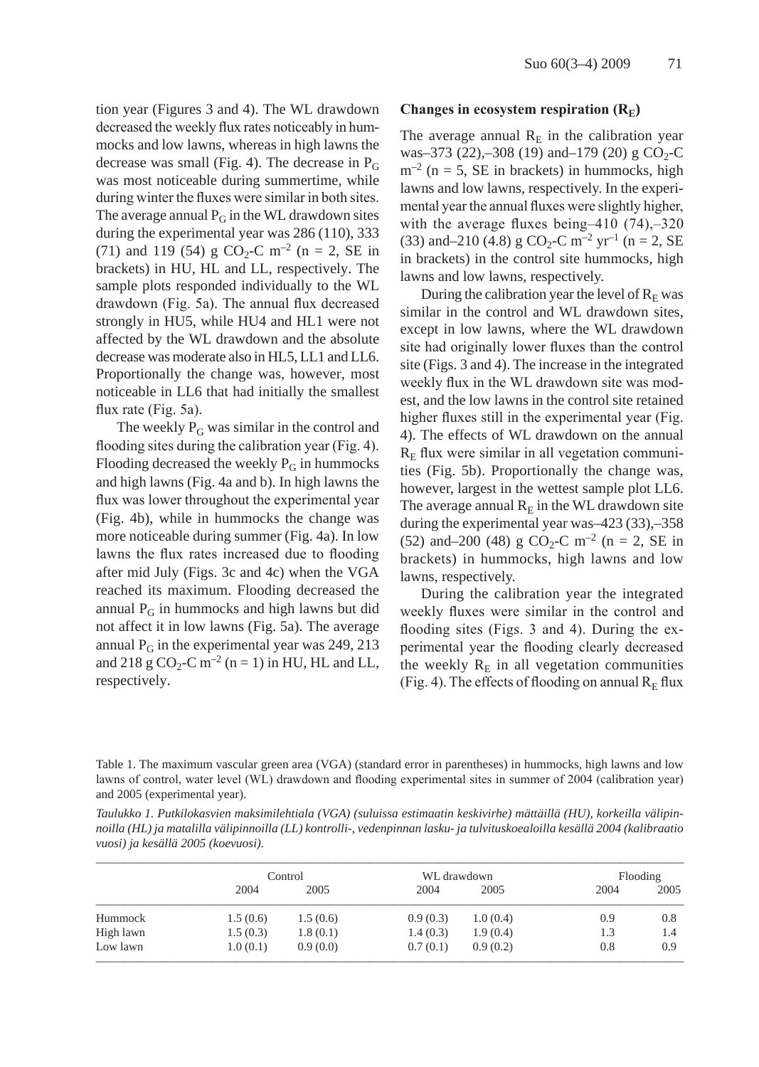tion year (Figures 3 and 4). The WL drawdown decreased the weekly flux rates noticeably in hummocks and low lawns, whereas in high lawns the decrease was small (Fig. 4). The decrease in $P_G$ was most noticeable during summertime, while during winter the fluxes were similar in both sites. The average annual $P_G$ in the WL drawdown sites during the experimental year was 286 (110), 333 (71) and 119 (54) g $CO_2$-C $m^{-2}$ (n = 2, SE in brackets) in HU, HL and LL, respectively. The sample plots responded individually to the WL drawdown (Fig. 5a). The annual flux decreased strongly in HU5, while HU4 and HL1 were not affected by the WL drawdown and the absolute decrease was moderate also in HL5, LL1 and LL6. Proportionally the change was, however, most noticeable in LL6 that had initially the smallest flux rate (Fig. 5a).

The weekly $P_G$ was similar in the control and flooding sites during the calibration year (Fig. 4). Flooding decreased the weekly $P_G$ in hummocks and high lawns (Fig. 4a and b). In high lawns the flux was lower throughout the experimental year (Fig. 4b), while in hummocks the change was more noticeable during summer (Fig. 4a). In low lawns the flux rates increased due to flooding after mid July (Figs. 3c and 4c) when the VGA reached its maximum. Flooding decreased the annual $P_G$ in hummocks and high lawns but did not affect it in low lawns (Fig. 5a). The average annual $P_G$ in the experimental year was 249, 213 and 218 g $CO_2$-C $m^{-2}$ (n = 1) in HU, HL and LL, respectively.

### Changes in ecosystem respiration ($R_E$)

The average annual $R_E$ in the calibration year was–373 (22),–308 (19) and–179 (20) g $CO_2$-C $m^{-2}$ (n = 5, SE in brackets) in hummocks, high lawns and low lawns, respectively. In the experimental year the annual fluxes were slightly higher, with the average fluxes being–410 (74),–320 (33) and–210 (4.8) g $CO_2$-C $m^{-2}$ $yr^{-1}$ (n = 2, SE in brackets) in the control site hummocks, high lawns and low lawns, respectively.

During the calibration year the level of $R_E$ was similar in the control and WL drawdown sites, except in low lawns, where the WL drawdown site had originally lower fluxes than the control site (Figs. 3 and 4). The increase in the integrated weekly flux in the WL drawdown site was modest, and the low lawns in the control site retained higher fluxes still in the experimental year (Fig. 4). The effects of WL drawdown on the annual $R_E$ flux were similar in all vegetation communities (Fig. 5b). Proportionally the change was, however, largest in the wettest sample plot LL6. The average annual $R_E$ in the WL drawdown site during the experimental year was–423 (33),–358 (52) and–200 (48) g $CO_2$-C $m^{-2}$ (n = 2, SE in brackets) in hummocks, high lawns and low lawns, respectively.

During the calibration year the integrated weekly fluxes were similar in the control and flooding sites (Figs. 3 and 4). During the experimental year the flooding clearly decreased the weekly $R_E$ in all vegetation communities (Fig. 4). The effects of flooding on annual $R_E$ flux

Table 1. The maximum vascular green area (VGA) (standard error in parentheses) in hummocks, high lawns and low lawns of control, water level (WL) drawdown and flooding experimental sites in summer of 2004 (calibration year) and 2005 (experimental year).

*Taulukko 1. Putkilokasvien maksimilehtiala (VGA) (suluissa estimaatin keskivirhe) mättäillä (HU), korkeilla välipinnoilla (HL) ja matalilla välipinnoilla (LL) kontrolli-, vedenpinnan lasku- ja tulvituskoealoilla kesällä 2004 (kalibraatio vuosi) ja kesällä 2005 (koevuosi).*

| | Control | | WL drawdown | | Flooding | |
|---|---|---|---|---|---|---|
| | 2004 | 2005 | 2004 | 2005 | 2004 | 2005 |
| Hummock | 1.5 (0.6) | 1.5 (0.6) | 0.9 (0.3) | 1.0 (0.4) | 0.9 | 0.8 |
| High lawn | 1.5 (0.3) | 1.8 (0.1) | 1.4 (0.3) | 1.9 (0.4) | 1.3 | 1.4 |
| Low lawn | 1.0 (0.1) | 0.9 (0.0) | 0.7 (0.1) | 0.9 (0.2) | 0.8 | 0.9 |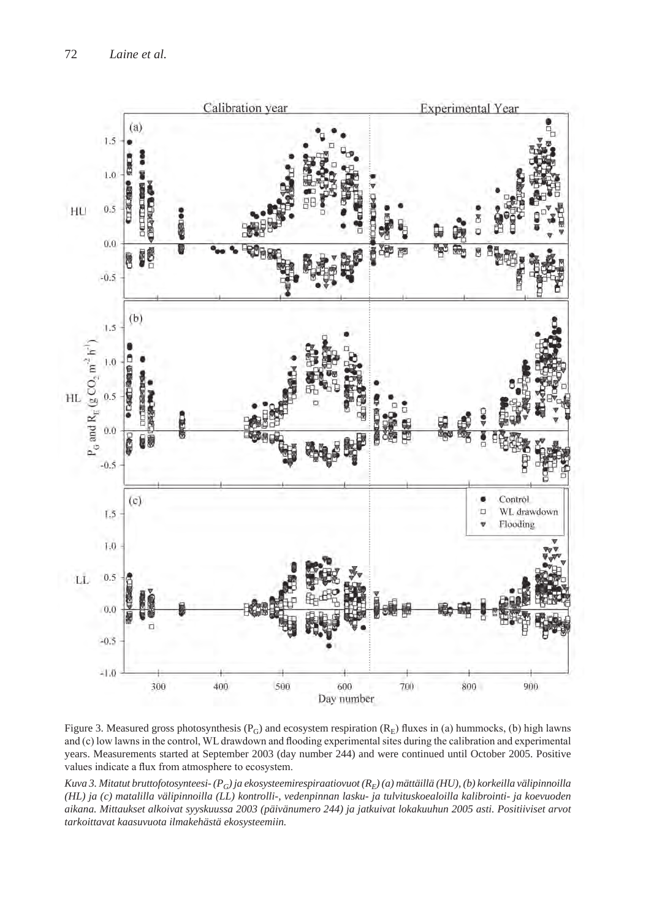Figure 3. Measured gross photosynthesis ($P_G$) and ecosystem respiration ($R_E$) fluxes in (a) hummocks, (b) high lawns and (c) low lawns in the control, WL drawdown and flooding experimental sites during the calibration and experimental years. Measurements started at September 2003 (day number 244) and were continued until October 2005. Positive values indicate a flux from atmosphere to ecosystem.

*Kuva 3. Mitatut bruttofotosynteesi- ($P_G$) ja ekosysteemirespiraatiovuot ($R_E$) (a) mättäillä (HU), (b) korkeilla välipinnoilla (HL) ja (c) matalilla välipinnoilla (LL) kontrolli-, vedenpinnan lasku- ja tulvituskoealoilla kalibrointi- ja koevuoden aikana. Mittaukset alkoivat syyskuussa 2003 (päivänumero 244) ja jatkuivat lokakuuhun 2005 asti. Positiiviset arvot tarkoittavat kaasuvuota ilmakehästä ekosysteemiin.*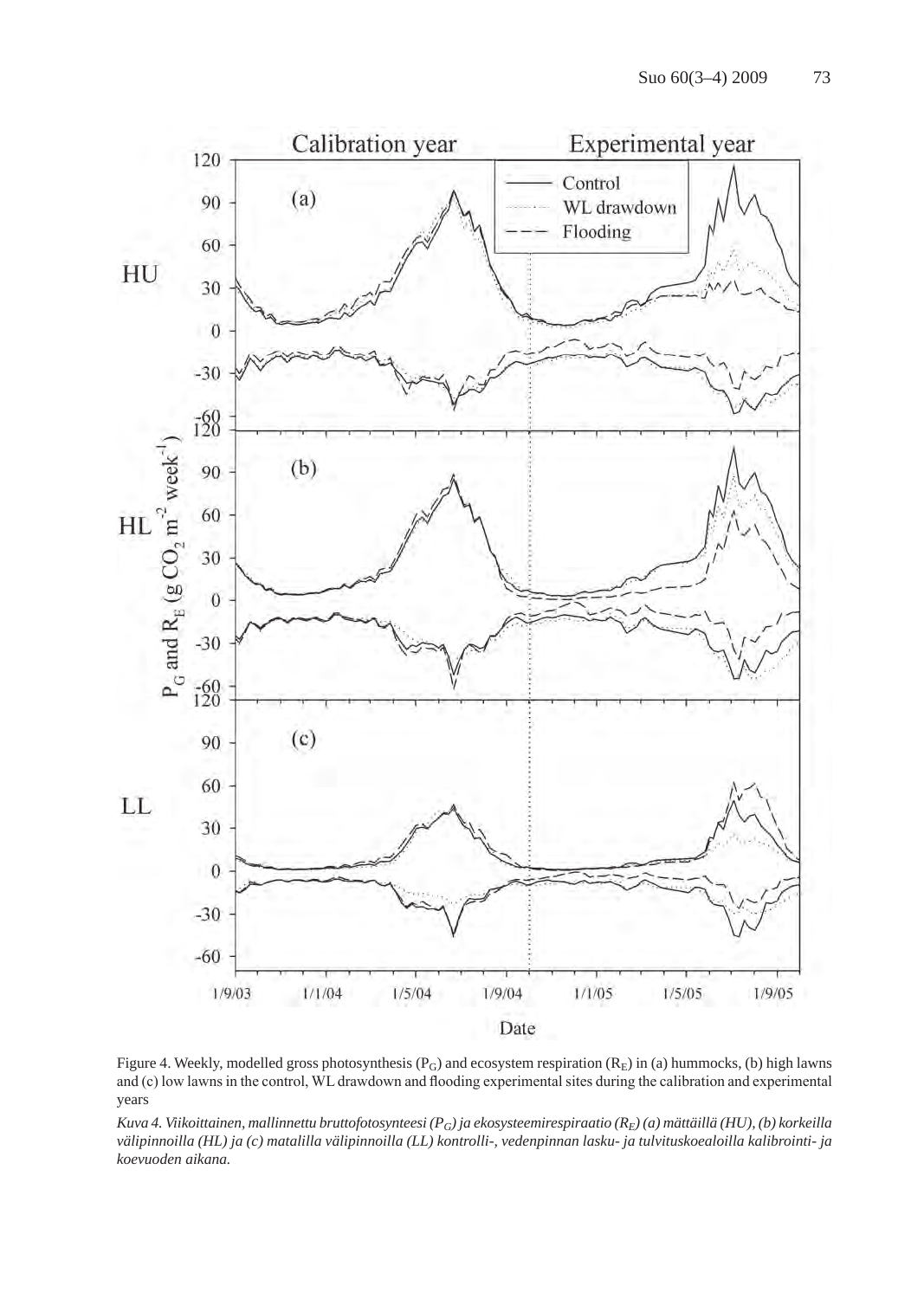Figure 4. Weekly, modelled gross photosynthesis ($P_G$) and ecosystem respiration ($R_E$) in (a) hummocks, (b) high lawns and (c) low lawns in the control, WL drawdown and flooding experimental sites during the calibration and experimental years

*Kuva 4. Viikoittainen, mallinnettu bruttofotosynteesi ($P_G$) ja ekosysteemirespiraatio ($R_E$) (a) mättäillä (HU), (b) korkeilla välipinnoilla (HL) ja (c) matalilla välipinnoilla (LL) kontrolli-, vedenpinnan lasku- ja tulvituskoealoilla kalibrointi- ja koevuoden aikana.*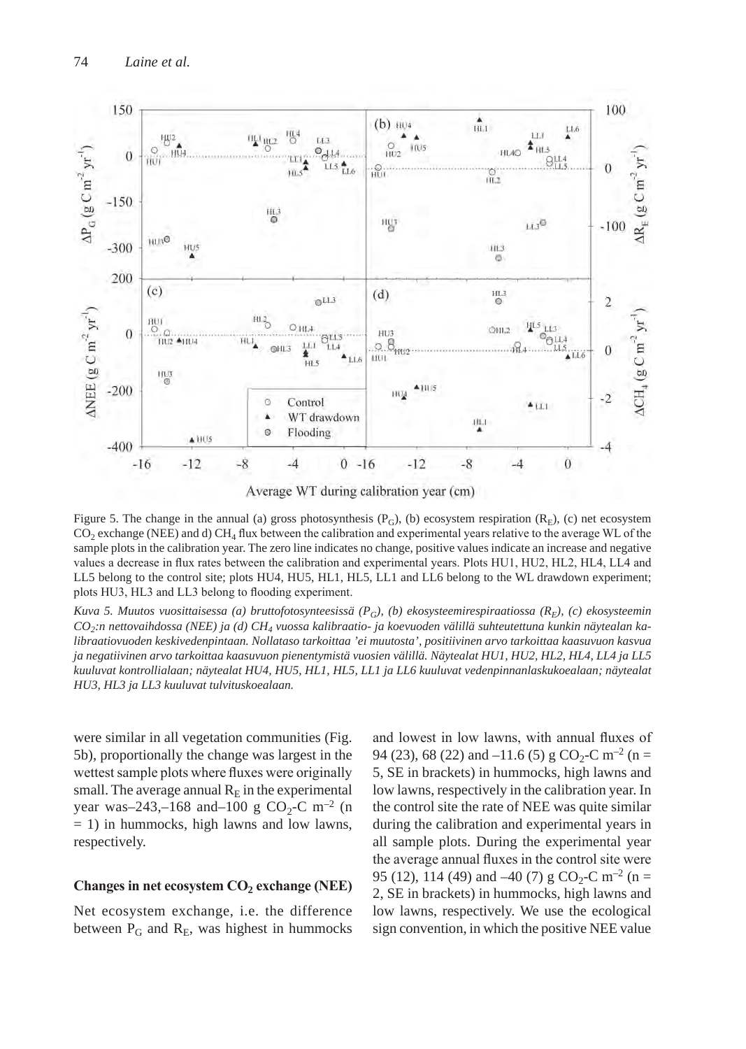Figure 5. The change in the annual (a) gross photosynthesis ($P_G$), (b) ecosystem respiration ($R_E$), (c) net ecosystem $CO_2$ exchange (NEE) and d) $CH_4$ flux between the calibration and experimental years relative to the average WL of the sample plots in the calibration year. The zero line indicates no change, positive values indicate an increase and negative values a decrease in flux rates between the calibration and experimental years. Plots HU1, HU2, HL2, HL4, LL4 and LL5 belong to the control site; plots HU4, HU5, HL1, HL5, LL1 and LL6 belong to the WL drawdown experiment; plots HU3, HL3 and LL3 belong to flooding experiment.

*Kuva 5. Muutos vuosittaisessa (a) bruttofotosynteesissä ($P_G$), (b) ekosysteemirespiraatiossa ($R_E$), (c) ekosysteemin $CO_2$:n nettovaihdossa (NEE) ja (d) $CH_4$ vuossa kalibraatio- ja koevuoden välillä suhteutettuna kunkin näytealan kalibraatiovuoden keskivedenpintaan. Nollataso tarkoittaa 'ei muutosta', positiivinen arvo tarkoittaa kaasuvuon kasvua ja negatiivinen arvo tarkoittaa kaasuvuon pienentymistä vuosien välillä. Näytealat HU1, HU2, HL2, HL4, LL4 ja LL5 kuuluvat kontrollialaan; näytealat HU4, HU5, HL1, HL5, LL1 ja LL6 kuuluvat vedenpinnanlaskukoealaan; näytealat HU3, HL3 ja LL3 kuuluvat tulvituskoealaan.*

were similar in all vegetation communities (Fig. 5b), proportionally the change was largest in the wettest sample plots where fluxes were originally small. The average annual $R_E$ in the experimental year was –243, –168 and –100 g $CO_2$-C m$^{-2}$ (n = 1) in hummocks, high lawns and low lawns, respectively.

#### Changes in net ecosystem $CO_2$ exchange (NEE)

Net ecosystem exchange, i.e. the difference between $P_G$ and $R_E$, was highest in hummocks and lowest in low lawns, with annual fluxes of 94 (23), 68 (22) and –11.6 (5) g $CO_2$-C m$^{-2}$ (n = 5, SE in brackets) in hummocks, high lawns and low lawns, respectively in the calibration year. In the control site the rate of NEE was quite similar during the calibration and experimental years in all sample plots. During the experimental year the average annual fluxes in the control site were 95 (12), 114 (49) and –40 (7) g $CO_2$-C m$^{-2}$ (n = 2, SE in brackets) in hummocks, high lawns and low lawns, respectively. We use the ecological sign convention, in which the positive NEE value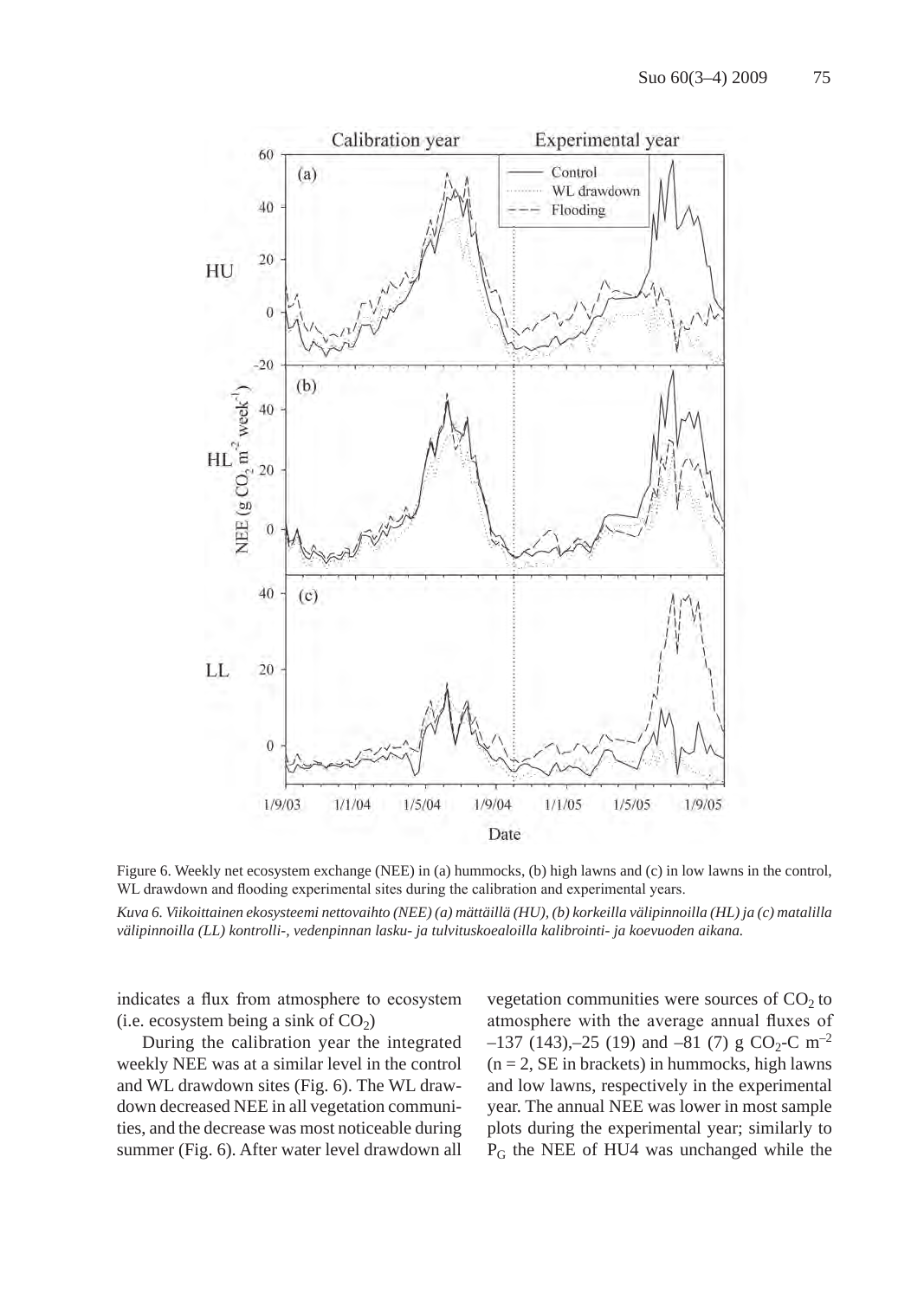Figure 6. Weekly net ecosystem exchange (NEE) in (a) hummocks, (b) high lawns and (c) in low lawns in the control, WL drawdown and flooding experimental sites during the calibration and experimental years.

*Kuva 6. Viikoittainen ekosysteemi nettovaihto (NEE) (a) mättäillä (HU), (b) korkeilla välipinnoilla (HL) ja (c) matalilla välipinnoilla (LL) kontrolli-, vedenpinnan lasku- ja tulvituskoealoilla kalibrointi- ja koevuoden aikana.*

indicates a flux from atmosphere to ecosystem (i.e. ecosystem being a sink of $CO_2$)

During the calibration year the integrated weekly NEE was at a similar level in the control and WL drawdown sites (Fig. 6). The WL drawdown decreased NEE in all vegetation communities, and the decrease was most noticeable during summer (Fig. 6). After water level drawdown all vegetation communities were sources of $CO_2$ to atmosphere with the average annual fluxes of –137 (143),–25 (19) and –81 (7) g $CO_2$-C $m^{-2}$ (n = 2, SE in brackets) in hummocks, high lawns and low lawns, respectively in the experimental year. The annual NEE was lower in most sample plots during the experimental year; similarly to $P_G$ the NEE of HU4 was unchanged while the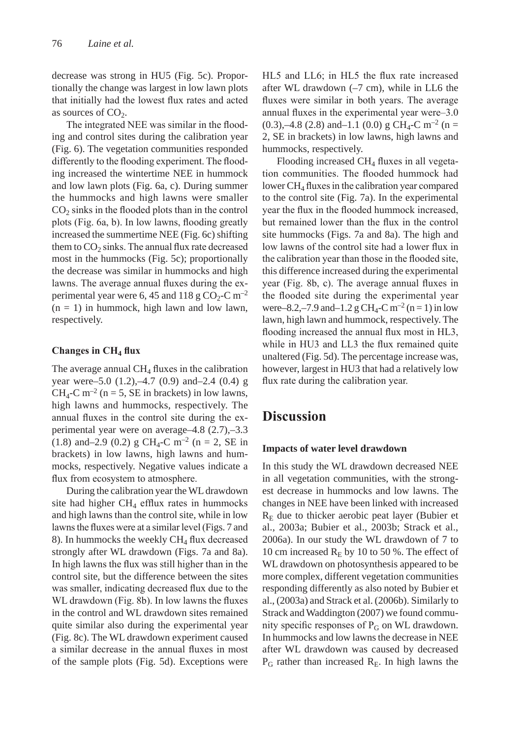decrease was strong in HU5 (Fig. 5c). Proportionally the change was largest in low lawn plots that initially had the lowest flux rates and acted as sources of $CO_2$.

The integrated NEE was similar in the flooding and control sites during the calibration year (Fig. 6). The vegetation communities responded differently to the flooding experiment. The flooding increased the wintertime NEE in hummock and low lawn plots (Fig. 6a, c). During summer the hummocks and high lawns were smaller $CO_2$ sinks in the flooded plots than in the control plots (Fig. 6a, b). In low lawns, flooding greatly increased the summertime NEE (Fig. 6c) shifting them to $CO_2$ sinks. The annual flux rate decreased most in the hummocks (Fig. 5c); proportionally the decrease was similar in hummocks and high lawns. The average annual fluxes during the experimental year were 6, 45 and 118 g $CO_2$-C $m^{-2}$ (n = 1) in hummock, high lawn and low lawn, respectively.

### Changes in $CH_4$ flux

The average annual $CH_4$ fluxes in the calibration year were –5.0 (1.2), –4.7 (0.9) and –2.4 (0.4) g $CH_4$-C $m^{-2}$ (n = 5, SE in brackets) in low lawns, high lawns and hummocks, respectively. The annual fluxes in the control site during the experimental year were on average –4.8 (2.7), –3.3 (1.8) and –2.9 (0.2) g $CH_4$-C $m^{-2}$ (n = 2, SE in brackets) in low lawns, high lawns and hummocks, respectively. Negative values indicate a flux from ecosystem to atmosphere.

During the calibration year the WL drawdown site had higher $CH_4$ efflux rates in hummocks and high lawns than the control site, while in low lawns the fluxes were at a similar level (Figs. 7 and 8). In hummocks the weekly $CH_4$ flux decreased strongly after WL drawdown (Figs. 7a and 8a). In high lawns the flux was still higher than in the control site, but the difference between the sites was smaller, indicating decreased flux due to the WL drawdown (Fig. 8b). In low lawns the fluxes in the control and WL drawdown sites remained quite similar also during the experimental year (Fig. 8c). The WL drawdown experiment caused a similar decrease in the annual fluxes in most of the sample plots (Fig. 5d). Exceptions were HL5 and LL6; in HL5 the flux rate increased after WL drawdown (–7 cm), while in LL6 the fluxes were similar in both years. The average annual fluxes in the experimental year were –3.0 (0.3), –4.8 (2.8) and –1.1 (0.0) g $CH_4$-C $m^{-2}$ (n = 2, SE in brackets) in low lawns, high lawns and hummocks, respectively.

Flooding increased $CH_4$ fluxes in all vegetation communities. The flooded hummock had lower $CH_4$ fluxes in the calibration year compared to the control site (Fig. 7a). In the experimental year the flux in the flooded hummock increased, but remained lower than the flux in the control site hummocks (Figs. 7a and 8a). The high and low lawns of the control site had a lower flux in the calibration year than those in the flooded site, this difference increased during the experimental year (Fig. 8b, c). The average annual fluxes in the flooded site during the experimental year were –8.2, –7.9 and –1.2 g $CH_4$-C $m^{-2}$ (n = 1) in low lawn, high lawn and hummock, respectively. The flooding increased the annual flux most in HL3, while in HU3 and LL3 the flux remained quite unaltered (Fig. 5d). The percentage increase was, however, largest in HU3 that had a relatively low flux rate during the calibration year.

## Discussion

### Impacts of water level drawdown

In this study the WL drawdown decreased NEE in all vegetation communities, with the strongest decrease in hummocks and low lawns. The changes in NEE have been linked with increased $R_E$ due to thicker aerobic peat layer (Bubier et al., 2003a; Bubier et al., 2003b; Strack et al., 2006a). In our study the WL drawdown of 7 to 10 cm increased $R_E$ by 10 to 50 %. The effect of WL drawdown on photosynthesis appeared to be more complex, different vegetation communities responding differently as also noted by Bubier et al., (2003a) and Strack et al. (2006b). Similarly to Strack and Waddington (2007) we found community specific responses of $P_G$ on WL drawdown. In hummocks and low lawns the decrease in NEE after WL drawdown was caused by decreased $P_G$ rather than increased $R_E$. In high lawns the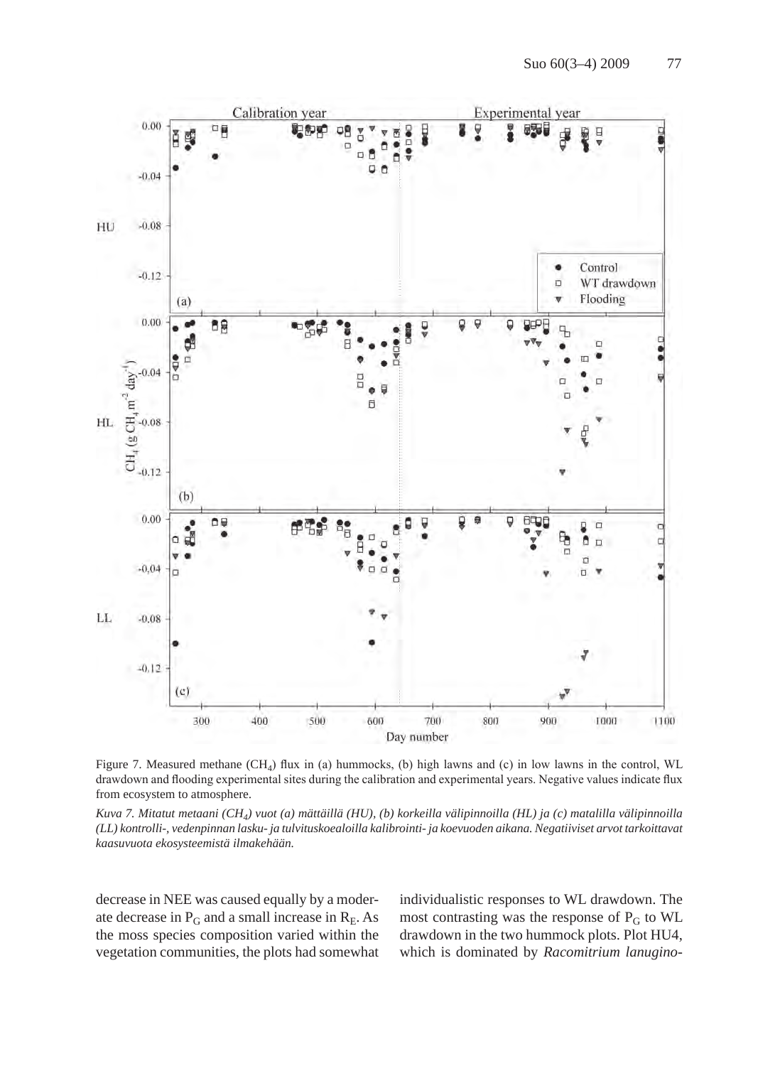Figure 7. Measured methane ($CH_4$) flux in (a) hummocks, (b) high lawns and (c) in low lawns in the control, WL drawdown and flooding experimental sites during the calibration and experimental years. Negative values indicate flux from ecosystem to atmosphere.

*Kuva 7. Mitatut metaani ($CH_4$) vuot (a) mättäillä (HU), (b) korkeilla välipinnoilla (HL) ja (c) matalilla välipinnoilla (LL) kontrolli-, vedenpinnan lasku- ja tulvituskoealoilla kalibrointi- ja koevuoden aikana. Negatiiviset arvot tarkoittavat kaasuvuota ekosysteemistä ilmakehään.*

decrease in NEE was caused equally by a moderate decrease in $P_G$ and a small increase in $R_E$. As the moss species composition varied within the vegetation communities, the plots had somewhat individualistic responses to WL drawdown. The most contrasting was the response of $P_G$ to WL drawdown in the two hummock plots. Plot HU4, which is dominated by *Racomitrium lanugino-*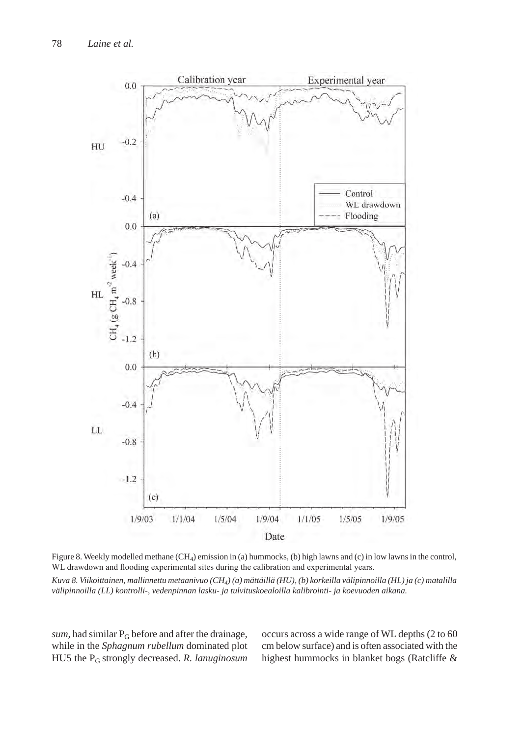Figure 8. Weekly modelled methane ($CH_4$) emission in (a) hummocks, (b) high lawns and (c) in low lawns in the control, WL drawdown and flooding experimental sites during the calibration and experimental years.

*Kuva 8. Viikoittainen, mallinnettu metaanivuo ($CH_4$) (a) mättäillä (HU), (b) korkeilla välipinnoilla (HL) ja (c) matalilla välipinnoilla (LL) kontrolli-, vedenpinnan lasku- ja tulvituskoealoilla kalibrointi- ja koevuoden aikana.*

*sum*, had similar $P_G$ before and after the drainage, while in the *Sphagnum rubellum* dominated plot HU5 the $P_G$ strongly decreased. *R. lanuginosum* occurs across a wide range of WL depths (2 to 60 cm below surface) and is often associated with the highest hummocks in blanket bogs (Ratcliffe &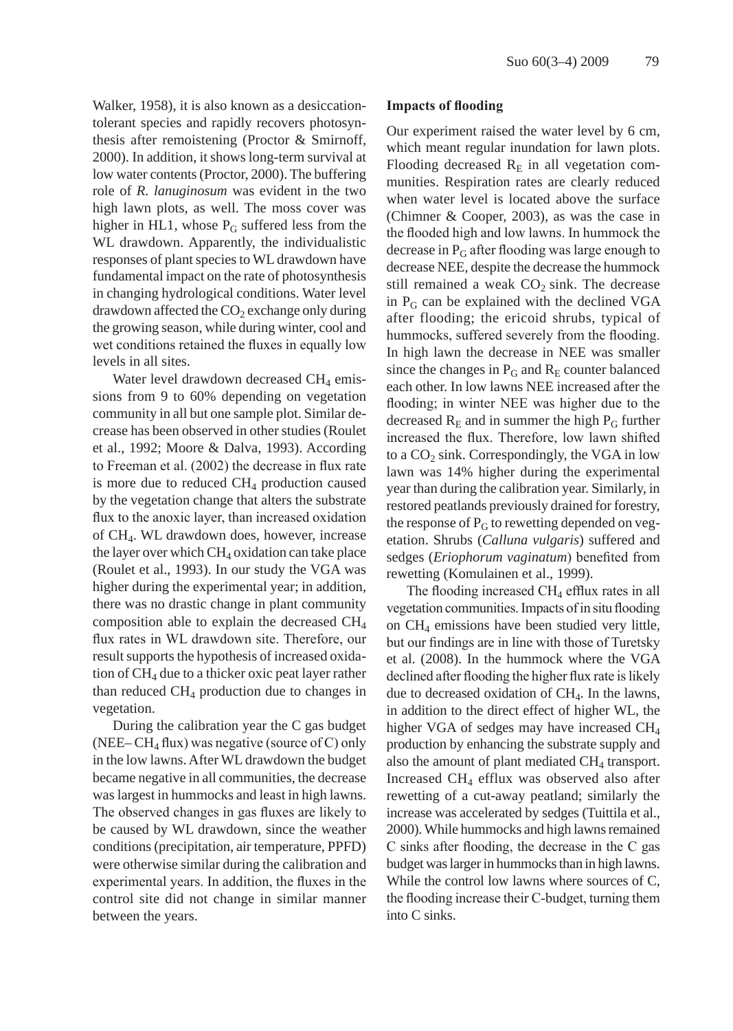Walker, 1958), it is also known as a desiccation-tolerant species and rapidly recovers photosynthesis after remoistening (Proctor & Smirnoff, 2000). In addition, it shows long-term survival at low water contents (Proctor, 2000). The buffering role of *R. lanuginosum* was evident in the two high lawn plots, as well. The moss cover was higher in HL1, whose $P_G$ suffered less from the WL drawdown. Apparently, the individualistic responses of plant species to WL drawdown have fundamental impact on the rate of photosynthesis in changing hydrological conditions. Water level drawdown affected the $CO_2$ exchange only during the growing season, while during winter, cool and wet conditions retained the fluxes in equally low levels in all sites.

Water level drawdown decreased $CH_4$ emissions from 9 to 60% depending on vegetation community in all but one sample plot. Similar decrease has been observed in other studies (Roulet et al., 1992; Moore & Dalva, 1993). According to Freeman et al. (2002) the decrease in flux rate is more due to reduced $CH_4$ production caused by the vegetation change that alters the substrate flux to the anoxic layer, than increased oxidation of $CH_4$. WL drawdown does, however, increase the layer over which $CH_4$ oxidation can take place (Roulet et al., 1993). In our study the VGA was higher during the experimental year; in addition, there was no drastic change in plant community composition able to explain the decreased $CH_4$ flux rates in WL drawdown site. Therefore, our result supports the hypothesis of increased oxidation of $CH_4$ due to a thicker oxic peat layer rather than reduced $CH_4$ production due to changes in vegetation.

During the calibration year the C gas budget (NEE– $CH_4$ flux) was negative (source of C) only in the low lawns. After WL drawdown the budget became negative in all communities, the decrease was largest in hummocks and least in high lawns. The observed changes in gas fluxes are likely to be caused by WL drawdown, since the weather conditions (precipitation, air temperature, PPFD) were otherwise similar during the calibration and experimental years. In addition, the fluxes in the control site did not change in similar manner between the years.

### Impacts of flooding

Our experiment raised the water level by 6 cm, which meant regular inundation for lawn plots. Flooding decreased $R_E$ in all vegetation communities. Respiration rates are clearly reduced when water level is located above the surface (Chimner & Cooper, 2003), as was the case in the flooded high and low lawns. In hummock the decrease in $P_G$ after flooding was large enough to decrease NEE, despite the decrease the hummock still remained a weak $CO_2$ sink. The decrease in $P_G$ can be explained with the declined VGA after flooding; the ericoid shrubs, typical of hummocks, suffered severely from the flooding. In high lawn the decrease in NEE was smaller since the changes in $P_G$ and $R_E$ counter balanced each other. In low lawns NEE increased after the flooding; in winter NEE was higher due to the decreased $R_E$ and in summer the high $P_G$ further increased the flux. Therefore, low lawn shifted to a $CO_2$ sink. Correspondingly, the VGA in low lawn was 14% higher during the experimental year than during the calibration year. Similarly, in restored peatlands previously drained for forestry, the response of $P_G$ to rewetting depended on vegetation. Shrubs (*Calluna vulgaris*) suffered and sedges (*Eriophorum vaginatum*) benefited from rewetting (Komulainen et al., 1999).

The flooding increased $CH_4$ efflux rates in all vegetation communities. Impacts of in situ flooding on $CH_4$ emissions have been studied very little, but our findings are in line with those of Turetsky et al. (2008). In the hummock where the VGA declined after flooding the higher flux rate is likely due to decreased oxidation of $CH_4$. In the lawns, in addition to the direct effect of higher WL, the higher VGA of sedges may have increased $CH_4$ production by enhancing the substrate supply and also the amount of plant mediated $CH_4$ transport. Increased $CH_4$ efflux was observed also after rewetting of a cut-away peatland; similarly the increase was accelerated by sedges (Tuittila et al., 2000). While hummocks and high lawns remained C sinks after flooding, the decrease in the C gas budget was larger in hummocks than in high lawns. While the control low lawns where sources of C, the flooding increase their C-budget, turning them into C sinks.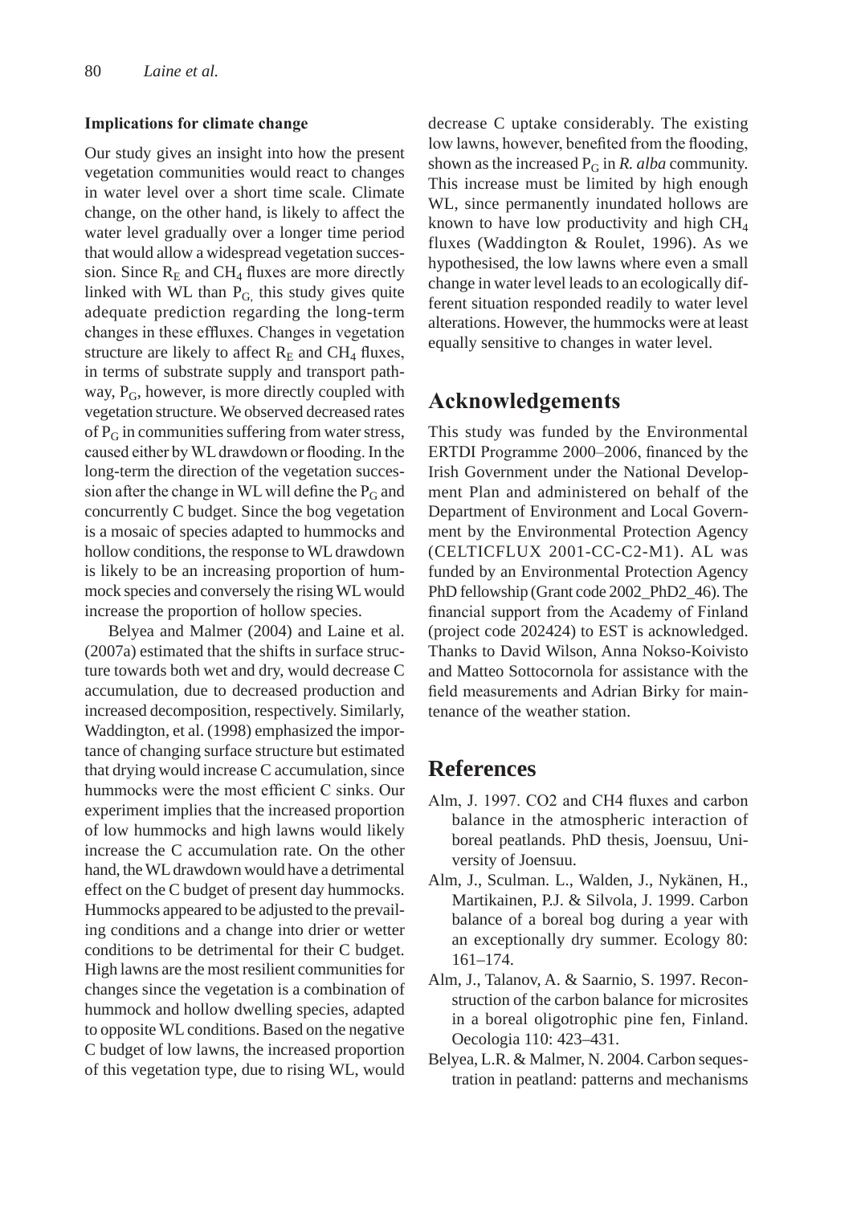#### Implications for climate change

Our study gives an insight into how the present vegetation communities would react to changes in water level over a short time scale. Climate change, on the other hand, is likely to affect the water level gradually over a longer time period that would allow a widespread vegetation succession. Since $R_E$ and $CH_4$ fluxes are more directly linked with WL than $P_G$, this study gives quite adequate prediction regarding the long-term changes in these effluxes. Changes in vegetation structure are likely to affect $R_E$ and $CH_4$ fluxes, in terms of substrate supply and transport pathway, $P_G$, however, is more directly coupled with vegetation structure. We observed decreased rates of $P_G$ in communities suffering from water stress, caused either by WL drawdown or flooding. In the long-term the direction of the vegetation succession after the change in WL will define the $P_G$ and concurrently C budget. Since the bog vegetation is a mosaic of species adapted to hummocks and hollow conditions, the response to WL drawdown is likely to be an increasing proportion of hummock species and conversely the rising WL would increase the proportion of hollow species.

Belyea and Malmer (2004) and Laine et al. (2007a) estimated that the shifts in surface structure towards both wet and dry, would decrease C accumulation, due to decreased production and increased decomposition, respectively. Similarly, Waddington, et al. (1998) emphasized the importance of changing surface structure but estimated that drying would increase C accumulation, since hummocks were the most efficient C sinks. Our experiment implies that the increased proportion of low hummocks and high lawns would likely increase the C accumulation rate. On the other hand, the WL drawdown would have a detrimental effect on the C budget of present day hummocks. Hummocks appeared to be adjusted to the prevailing conditions and a change into drier or wetter conditions to be detrimental for their C budget. High lawns are the most resilient communities for changes since the vegetation is a combination of hummock and hollow dwelling species, adapted to opposite WL conditions. Based on the negative C budget of low lawns, the increased proportion of this vegetation type, due to rising WL, would decrease C uptake considerably. The existing low lawns, however, benefited from the flooding, shown as the increased $P_G$ in *R. alba* community. This increase must be limited by high enough WL, since permanently inundated hollows are known to have low productivity and high $CH_4$ fluxes (Waddington & Roulet, 1996). As we hypothesised, the low lawns where even a small change in water level leads to an ecologically different situation responded readily to water level alterations. However, the hummocks were at least equally sensitive to changes in water level.

## Acknowledgements

This study was funded by the Environmental ERTDI Programme 2000–2006, financed by the Irish Government under the National Development Plan and administered on behalf of the Department of Environment and Local Government by the Environmental Protection Agency (CELTICFLUX 2001-CC-C2-M1). AL was funded by an Environmental Protection Agency PhD fellowship (Grant code 2002_PhD2_46). The financial support from the Academy of Finland (project code 202424) to EST is acknowledged. Thanks to David Wilson, Anna Nokso-Koivisto and Matteo Sottocornola for assistance with the field measurements and Adrian Birky for maintenance of the weather station.

## References

Alm, J. 1997. CO2 and CH4 fluxes and carbon balance in the atmospheric interaction of boreal peatlands. PhD thesis, Joensuu, University of Joensuu.

Alm, J., Sculman. L., Walden, J., Nykänen, H., Martikainen, P.J. & Silvola, J. 1999. Carbon balance of a boreal bog during a year with an exceptionally dry summer. Ecology 80: 161–174.

Alm, J., Talanov, A. & Saarnio, S. 1997. Reconstruction of the carbon balance for microsites in a boreal oligotrophic pine fen, Finland. Oecologia 110: 423–431.

Belyea, L.R. & Malmer, N. 2004. Carbon sequestration in peatland: patterns and mechanisms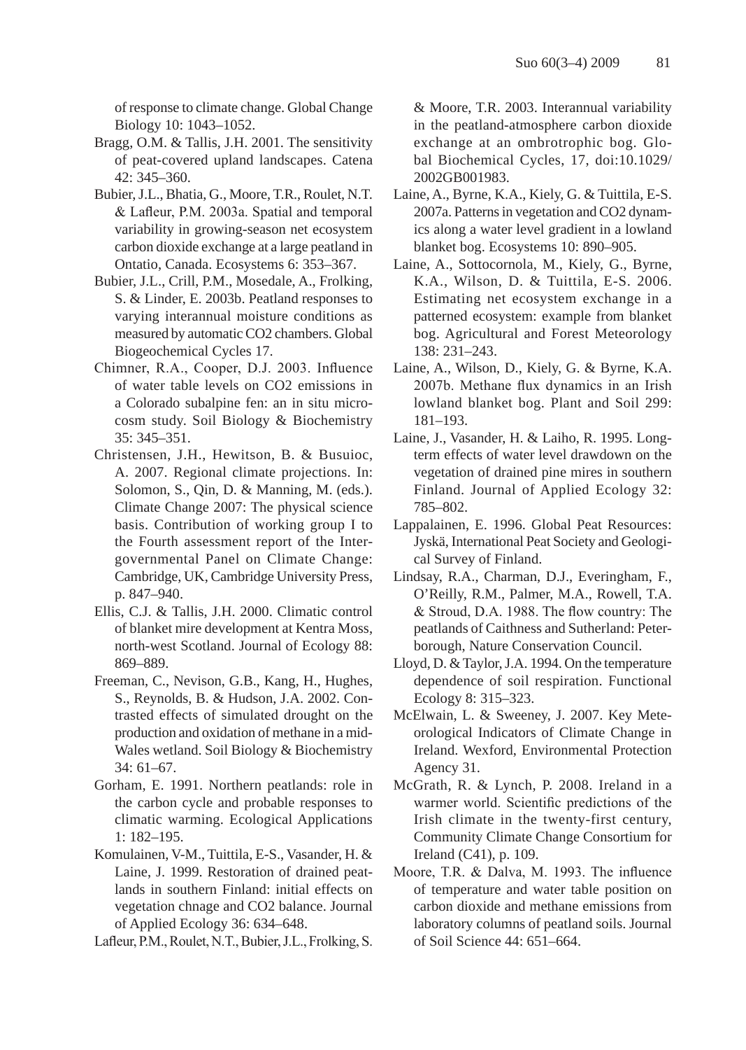of response to climate change. Global Change Biology 10: 1043–1052.

Bragg, O.M. & Tallis, J.H. 2001. The sensitivity of peat-covered upland landscapes. Catena 42: 345–360.

Bubier, J.L., Bhatia, G., Moore, T.R., Roulet, N.T. & Lafleur, P.M. 2003a. Spatial and temporal variability in growing-season net ecosystem carbon dioxide exchange at a large peatland in Ontatio, Canada. Ecosystems 6: 353–367.

Bubier, J.L., Crill, P.M., Mosedale, A., Frolking, S. & Linder, E. 2003b. Peatland responses to varying interannual moisture conditions as measured by automatic CO2 chambers. Global Biogeochemical Cycles 17.

Chimner, R.A., Cooper, D.J. 2003. Influence of water table levels on CO2 emissions in a Colorado subalpine fen: an in situ microcosm study. Soil Biology & Biochemistry 35: 345–351.

Christensen, J.H., Hewitson, B. & Busuioc, A. 2007. Regional climate projections. In: Solomon, S., Qin, D. & Manning, M. (eds.). Climate Change 2007: The physical science basis. Contribution of working group I to the Fourth assessment report of the Intergovernmental Panel on Climate Change: Cambridge, UK, Cambridge University Press, p. 847–940.

Ellis, C.J. & Tallis, J.H. 2000. Climatic control of blanket mire development at Kentra Moss, north-west Scotland. Journal of Ecology 88: 869–889.

Freeman, C., Nevison, G.B., Kang, H., Hughes, S., Reynolds, B. & Hudson, J.A. 2002. Contrasted effects of simulated drought on the production and oxidation of methane in a mid-Wales wetland. Soil Biology & Biochemistry 34: 61–67.

Gorham, E. 1991. Northern peatlands: role in the carbon cycle and probable responses to climatic warming. Ecological Applications 1: 182–195.

Komulainen, V-M., Tuittila, E-S., Vasander, H. & Laine, J. 1999. Restoration of drained peatlands in southern Finland: initial effects on vegetation chnage and CO2 balance. Journal of Applied Ecology 36: 634–648.

Lafleur, P.M., Roulet, N.T., Bubier, J.L., Frolking, S. & Moore, T.R. 2003. Interannual variability in the peatland-atmosphere carbon dioxide exchange at an ombrotrophic bog. Global Biochemical Cycles, 17, doi:10.1029/2002GB001983.

Laine, A., Byrne, K.A., Kiely, G. & Tuittila, E-S. 2007a. Patterns in vegetation and CO2 dynamics along a water level gradient in a lowland blanket bog. Ecosystems 10: 890–905.

Laine, A., Sottocornola, M., Kiely, G., Byrne, K.A., Wilson, D. & Tuittila, E-S. 2006. Estimating net ecosystem exchange in a patterned ecosystem: example from blanket bog. Agricultural and Forest Meteorology 138: 231–243.

Laine, A., Wilson, D., Kiely, G. & Byrne, K.A. 2007b. Methane flux dynamics in an Irish lowland blanket bog. Plant and Soil 299: 181–193.

Laine, J., Vasander, H. & Laiho, R. 1995. Long-term effects of water level drawdown on the vegetation of drained pine mires in southern Finland. Journal of Applied Ecology 32: 785–802.

Lappalainen, E. 1996. Global Peat Resources: Jyskä, International Peat Society and Geological Survey of Finland.

Lindsay, R.A., Charman, D.J., Everingham, F., O'Reilly, R.M., Palmer, M.A., Rowell, T.A. & Stroud, D.A. 1988. The flow country: The peatlands of Caithness and Sutherland: Peterborough, Nature Conservation Council.

Lloyd, D. & Taylor, J.A. 1994. On the temperature dependence of soil respiration. Functional Ecology 8: 315–323.

McElwain, L. & Sweeney, J. 2007. Key Meteorological Indicators of Climate Change in Ireland. Wexford, Environmental Protection Agency 31.

McGrath, R. & Lynch, P. 2008. Ireland in a warmer world. Scientific predictions of the Irish climate in the twenty-first century, Community Climate Change Consortium for Ireland (C41), p. 109.

Moore, T.R. & Dalva, M. 1993. The influence of temperature and water table position on carbon dioxide and methane emissions from laboratory columns of peatland soils. Journal of Soil Science 44: 651–664.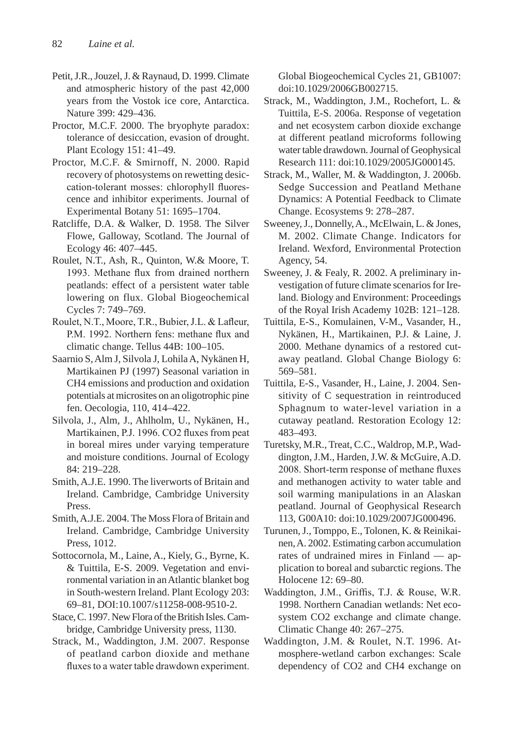Petit, J.R., Jouzel, J. & Raynaud, D. 1999. Climate and atmospheric history of the past 42,000 years from the Vostok ice core, Antarctica. Nature 399: 429–436.

Proctor, M.C.F. 2000. The bryophyte paradox: tolerance of desiccation, evasion of drought. Plant Ecology 151: 41–49.

Proctor, M.C.F. & Smirnoff, N. 2000. Rapid recovery of photosystems on rewetting desiccation-tolerant mosses: chlorophyll fluorescence and inhibitor experiments. Journal of Experimental Botany 51: 1695–1704.

Ratcliffe, D.A. & Walker, D. 1958. The Silver Flowe, Galloway, Scotland. The Journal of Ecology 46: 407–445.

Roulet, N.T., Ash, R., Quinton, W.& Moore, T. 1993. Methane flux from drained northern peatlands: effect of a persistent water table lowering on flux. Global Biogeochemical Cycles 7: 749–769.

Roulet, N.T., Moore, T.R., Bubier, J.L. & Lafleur, P.M. 1992. Northern fens: methane flux and climatic change. Tellus 44B: 100–105.

Saarnio S, Alm J, Silvola J, Lohila A, Nykänen H, Martikainen PJ (1997) Seasonal variation in CH4 emissions and production and oxidation potentials at microsites on an oligotrophic pine fen. Oecologia, 110, 414–422.

Silvola, J., Alm, J., Ahlholm, U., Nykänen, H., Martikainen, P.J. 1996. CO2 fluxes from peat in boreal mires under varying temperature and moisture conditions. Journal of Ecology 84: 219–228.

Smith, A.J.E. 1990. The liverworts of Britain and Ireland. Cambridge, Cambridge University Press.

Smith, A.J.E. 2004. The Moss Flora of Britain and Ireland. Cambridge, Cambridge University Press, 1012.

Sottocornola, M., Laine, A., Kiely, G., Byrne, K. & Tuittila, E-S. 2009. Vegetation and environmental variation in an Atlantic blanket bog in South-western Ireland. Plant Ecology 203: 69–81, DOI:10.1007/s11258-008-9510-2.

Stace, C. 1997. New Flora of the British Isles. Cambridge, Cambridge University press, 1130.

Strack, M., Waddington, J.M. 2007. Response of peatland carbon dioxide and methane fluxes to a water table drawdown experiment. Global Biogeochemical Cycles 21, GB1007: doi:10.1029/2006GB002715.

Strack, M., Waddington, J.M., Rochefort, L. & Tuittila, E-S. 2006a. Response of vegetation and net ecosystem carbon dioxide exchange at different peatland microforms following water table drawdown. Journal of Geophysical Research 111: doi:10.1029/2005JG000145.

Strack, M., Waller, M. & Waddington, J. 2006b. Sedge Succession and Peatland Methane Dynamics: A Potential Feedback to Climate Change. Ecosystems 9: 278–287.

Sweeney, J., Donnelly, A., McElwain, L. & Jones, M. 2002. Climate Change. Indicators for Ireland. Wexford, Environmental Protection Agency, 54.

Sweeney, J. & Fealy, R. 2002. A preliminary investigation of future climate scenarios for Ireland. Biology and Environment: Proceedings of the Royal Irish Academy 102B: 121–128.

Tuittila, E-S., Komulainen, V-M., Vasander, H., Nykänen, H., Martikainen, P.J. & Laine, J. 2000. Methane dynamics of a restored cutaway peatland. Global Change Biology 6: 569–581.

Tuittila, E-S., Vasander, H., Laine, J. 2004. Sensitivity of C sequestration in reintroduced Sphagnum to water-level variation in a cutaway peatland. Restoration Ecology 12: 483–493.

Turetsky, M.R., Treat, C.C., Waldrop, M.P., Waddington, J.M., Harden, J.W. & McGuire, A.D. 2008. Short-term response of methane fluxes and methanogen activity to water table and soil warming manipulations in an Alaskan peatland. Journal of Geophysical Research 113, G00A10: doi:10.1029/2007JG000496.

Turunen, J., Tomppo, E., Tolonen, K. & Reinikainen, A. 2002. Estimating carbon accumulation rates of undrained mires in Finland — application to boreal and subarctic regions. The Holocene 12: 69–80.

Waddington, J.M., Griffis, T.J. & Rouse, W.R. 1998. Northern Canadian wetlands: Net ecosystem CO2 exchange and climate change. Climatic Change 40: 267–275.

Waddington, J.M. & Roulet, N.T. 1996. Atmosphere-wetland carbon exchanges: Scale dependency of CO2 and CH4 exchange on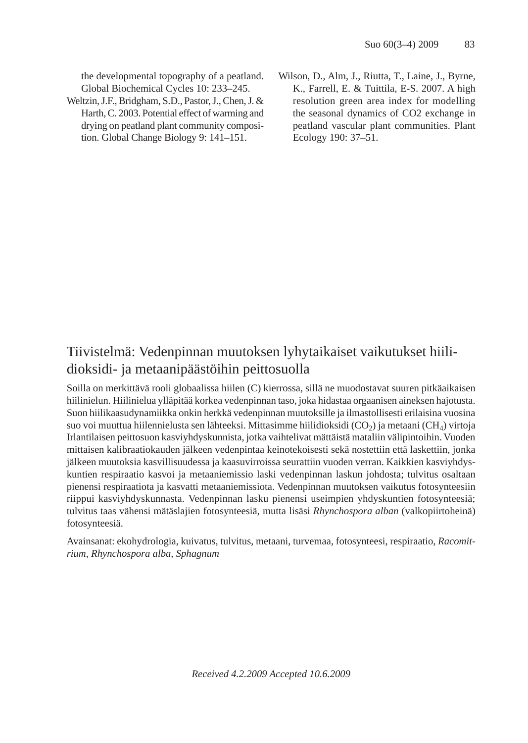the developmental topography of a peatland. Global Biochemical Cycles 10: 233–245.

Weltzin, J.F., Bridgham, S.D., Pastor, J., Chen, J. & Harth, C. 2003. Potential effect of warming and drying on peatland plant community composition. Global Change Biology 9: 141–151.

Wilson, D., Alm, J., Riutta, T., Laine, J., Byrne, K., Farrell, E. & Tuittila, E-S. 2007. A high resolution green area index for modelling the seasonal dynamics of CO2 exchange in peatland vascular plant communities. Plant Ecology 190: 37–51.

## Tiivistelmä: Vedenpinnan muutoksen lyhytaikaiset vaikutukset hiilidioksidi- ja metaanipäästöihin peittosuolla

Soilla on merkittävä rooli globaalissa hiilen (C) kierrossa, sillä ne muodostavat suuren pitkäaikaisen hiilinielun. Hiilinielua ylläpitää korkea vedenpinnan taso, joka hidastaa orgaanisen aineksen hajotusta. Suon hiilikaasudynamiikka onkin herkkä vedenpinnan muutoksille ja ilmastollisesti erilaisina vuosina suo voi muuttua hiilennielusta sen lähteeksi. Mittasimme hiilidioksidi ($CO_2$) ja metaani ($CH_4$) virtoja Irlantilaisen peittosuon kasviyhdyskunnista, jotka vaihtelivat mättäistä mataliin välipintoihin. Vuoden mittaisen kalibraatiokauden jälkeen vedenpintaa keinotekoisesti sekä nostettiin että laskettiin, jonka jälkeen muutoksia kasvillisuudessa ja kaasuvirroissa seurattiin vuoden verran. Kaikkien kasviyhdyskuntien respiraatio kasvoi ja metaaniemissio laski vedenpinnan laskun johdosta; tulvitus osaltaan pienensi respiraatiota ja kasvatti metaaniemissiota. Vedenpinnan muutoksen vaikutus fotosynteesiin riippui kasviyhdyskunnasta. Vedenpinnan lasku pienensi useimpien yhdyskuntien fotosynteesiä; tulvitus taas vähensi mättäslajien fotosynteesiä, mutta lisäsi *Rhynchospora alban* (valkopiirtoheinä) fotosynteesiä.

Avainsanat: ekohydrologia, kuivatus, tulvitus, metaani, turvemaa, fotosynteesi, respiraatio, *Racomitrium, Rhynchospora alba, Sphagnum*

*Received 4.2.2009 Accepted 10.6.2009*